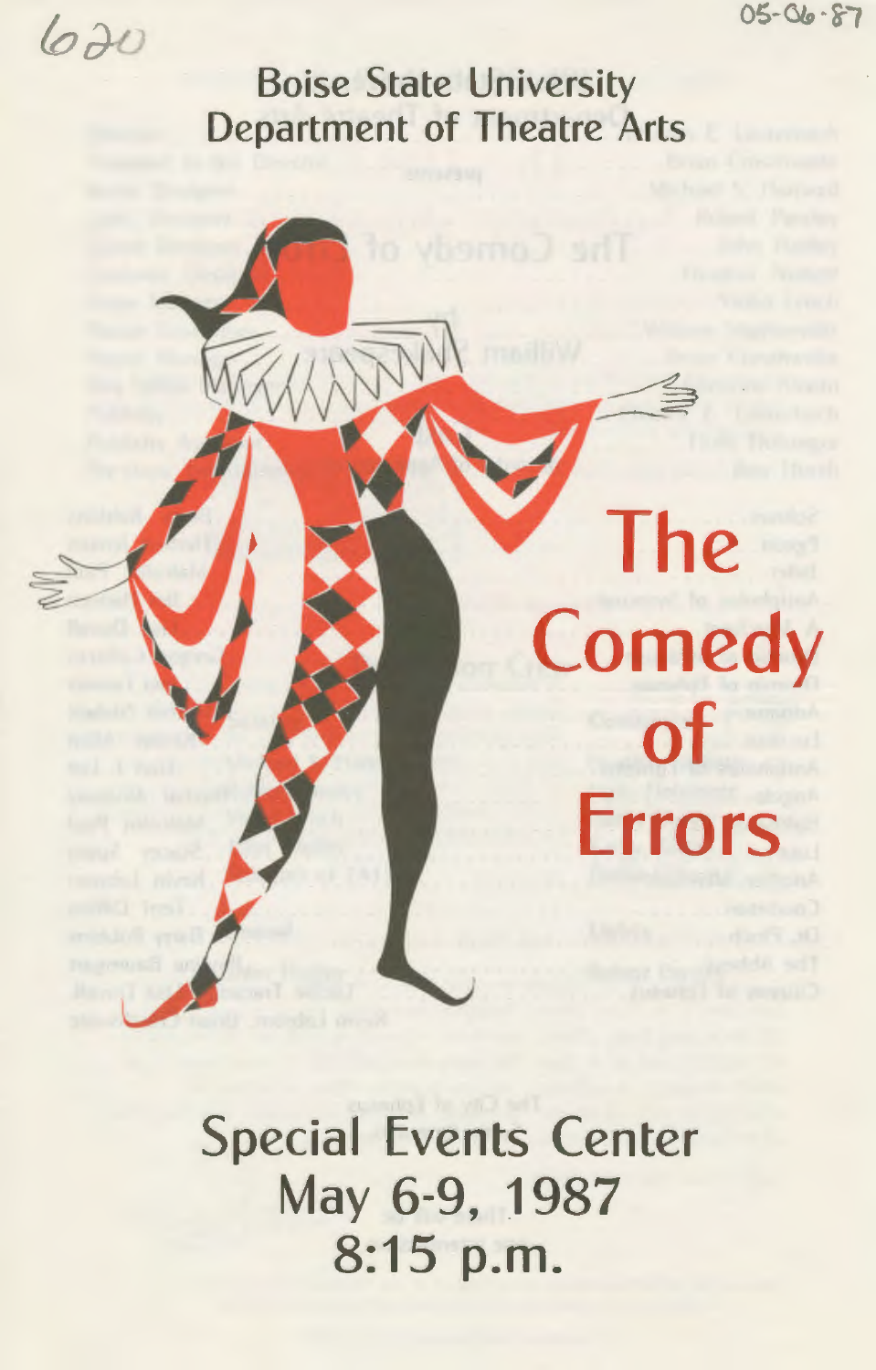620

05-06-87

Boise State University
Department of Theatre Arts

# The Comedy of Errors

Special Events Center
May 6-9, 1987
8:15 p.m.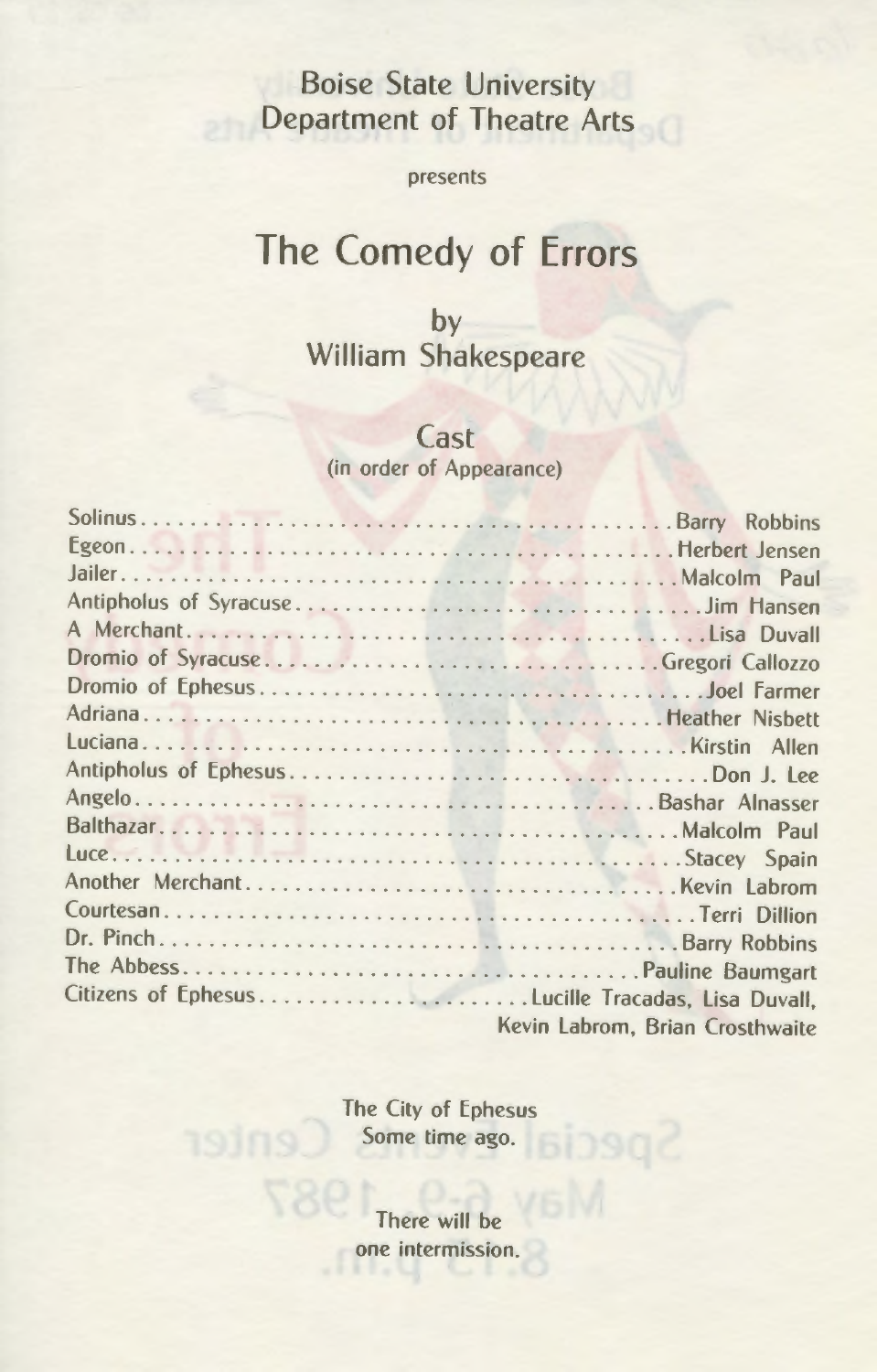Boise State University
Department of Theatre Arts

presents

# The Comedy of Errors

by
William Shakespeare

## Cast
(in order of Appearance)

Solinus........................................Barry Robbins
Egeon........................................Herbert Jensen
Jailer........................................Malcolm Paul
Antipholus of Syracuse........................................Jim Hansen
A Merchant........................................Lisa Duvall
Dromio of Syracuse........................................Gregori Callozzo
Dromio of Ephesus........................................Joel Farmer
Adriana........................................Heather Nisbett
Luciana........................................Kirstin Allen
Antipholus of Ephesus........................................Don J. Lee
Angelo........................................Bashar Alnasser
Balthazar........................................Malcolm Paul
Luce........................................Stacey Spain
Another Merchant........................................Kevin Labrom
Courtesan........................................Terri Dillion
Dr. Pinch........................................Barry Robbins
The Abbess........................................Pauline Baumgart
Citizens of Ephesus........................................Lucille Tracadas, Lisa Duvall,
Kevin Labrom, Brian Crosthwaite

The City of Ephesus
Some time ago.

There will be
one intermission.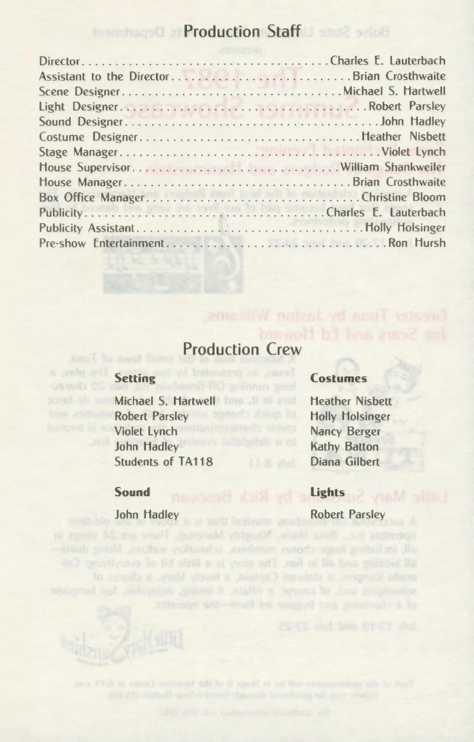## Production Staff

Director . . . . . . . . . . . . . . . . . . . . . . . . . . . . . . . . . . . . . Charles E. Lauterbach
Assistant to the Director . . . . . . . . . . . . . . . . . . . . . . . . . Brian Crosthwaite
Scene Designer . . . . . . . . . . . . . . . . . . . . . . . . . . . . . . . Michael S. Hartwell
Light Designer . . . . . . . . . . . . . . . . . . . . . . . . . . . . . . . . . . . Robert Parsley
Sound Designer . . . . . . . . . . . . . . . . . . . . . . . . . . . . . . . . . . . . . John Hadley
Costume Designer . . . . . . . . . . . . . . . . . . . . . . . . . . . . . . . . . Heather Nisbett
Stage Manager . . . . . . . . . . . . . . . . . . . . . . . . . . . . . . . . . . . . . . Violet Lynch
House Supervisor . . . . . . . . . . . . . . . . . . . . . . . . . . . . . . William Shankweiler
House Manager . . . . . . . . . . . . . . . . . . . . . . . . . . . . . . . . . Brian Crosthwaite
Box Office Manager . . . . . . . . . . . . . . . . . . . . . . . . . . . . . . . . Christine Bloom
Publicity . . . . . . . . . . . . . . . . . . . . . . . . . . . . . . . . . . . . . Charles E. Lauterbach
Publicity Assistant . . . . . . . . . . . . . . . . . . . . . . . . . . . . . . . . . . Holly Holsinger
Pre-show Entertainment . . . . . . . . . . . . . . . . . . . . . . . . . . . . . . . . . Ron Hursh

## Production Crew

**Setting**

Michael S. Hartwell
Robert Parsley
Violet Lynch
John Hadley
Students of TA118

**Costumes**

Heather Nisbett
Holly Holsinger
Nancy Berger
Kathy Batton
Diana Gilbert

**Sound**

John Hadley

**Lights**

Robert Parsley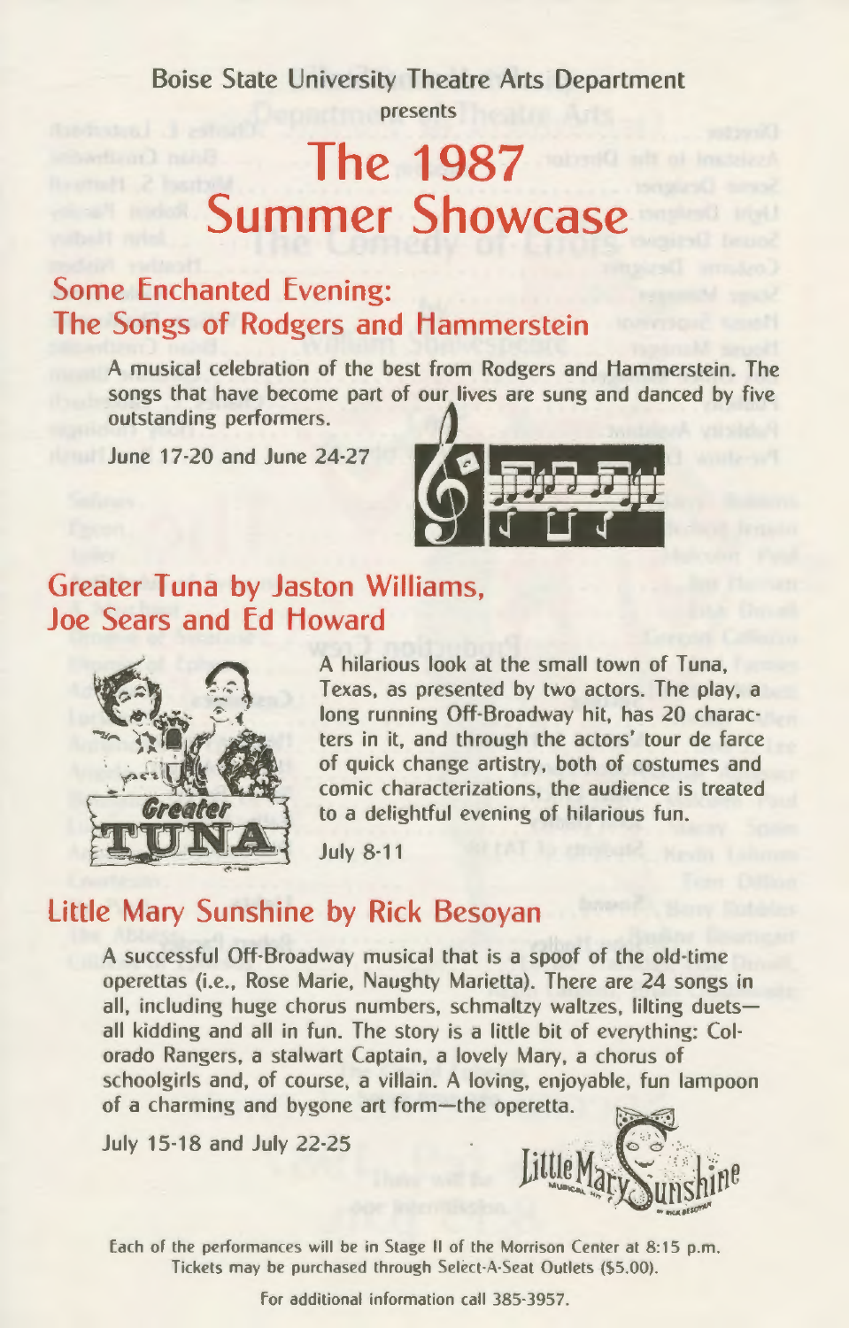Boise State University Theatre Arts Department

presents

# The 1987 Summer Showcase

## Some Enchanted Evening: The Songs of Rodgers and Hammerstein

A musical celebration of the best from Rodgers and Hammerstein. The songs that have become part of our lives are sung and danced by five outstanding performers.

June 17-20 and June 24-27

## Greater Tuna by Jaston Williams, Joe Sears and Ed Howard

A hilarious look at the small town of Tuna, Texas, as presented by two actors. The play, a long running Off-Broadway hit, has 20 characters in it, and through the actors' tour de farce of quick change artistry, both of costumes and comic characterizations, the audience is treated to a delightful evening of hilarious fun.

July 8-11

## Little Mary Sunshine by Rick Besoyan

A successful Off-Broadway musical that is a spoof of the old-time operettas (i.e., Rose Marie, Naughty Marietta). There are 24 songs in all, including huge chorus numbers, schmaltzy waltzes, lilting duets—all kidding and all in fun. The story is a little bit of everything: Colorado Rangers, a stalwart Captain, a lovely Mary, a chorus of schoolgirls and, of course, a villain. A loving, enjoyable, fun lampoon of a charming and bygone art form—the operetta.

July 15-18 and July 22-25

Each of the performances will be in Stage II of the Morrison Center at 8:15 p.m. Tickets may be purchased through Select-A-Seat Outlets ($5.00).

For additional information call 385-3957.